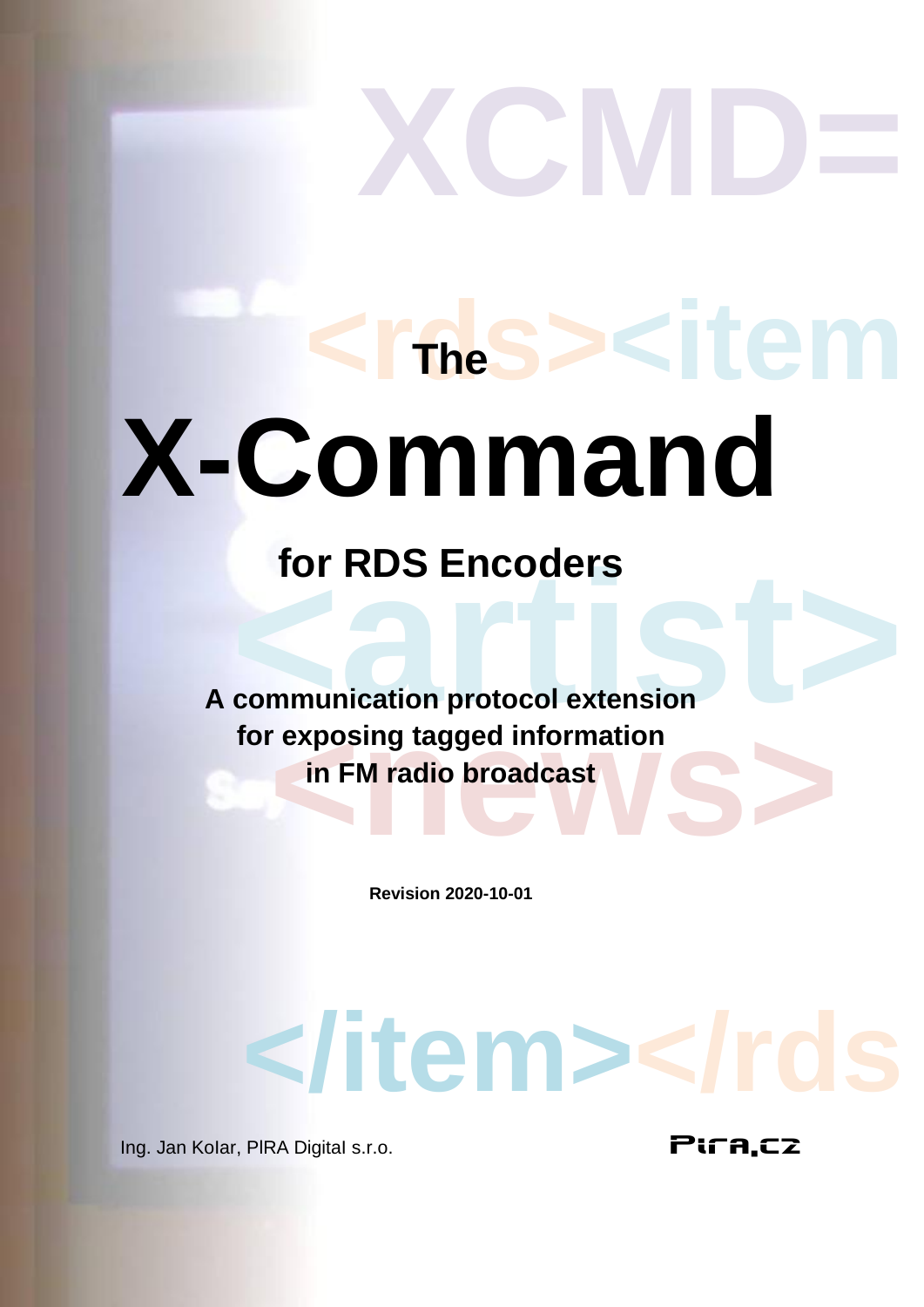# The X-Command

## for RDS Encoders

**A communication protocol extension for exposing tagged information in FM radio broadcast**

**Revision 2020-10-01**

Ing. Jan Kolar, PIRA Digital s.r.o.

Pira.cz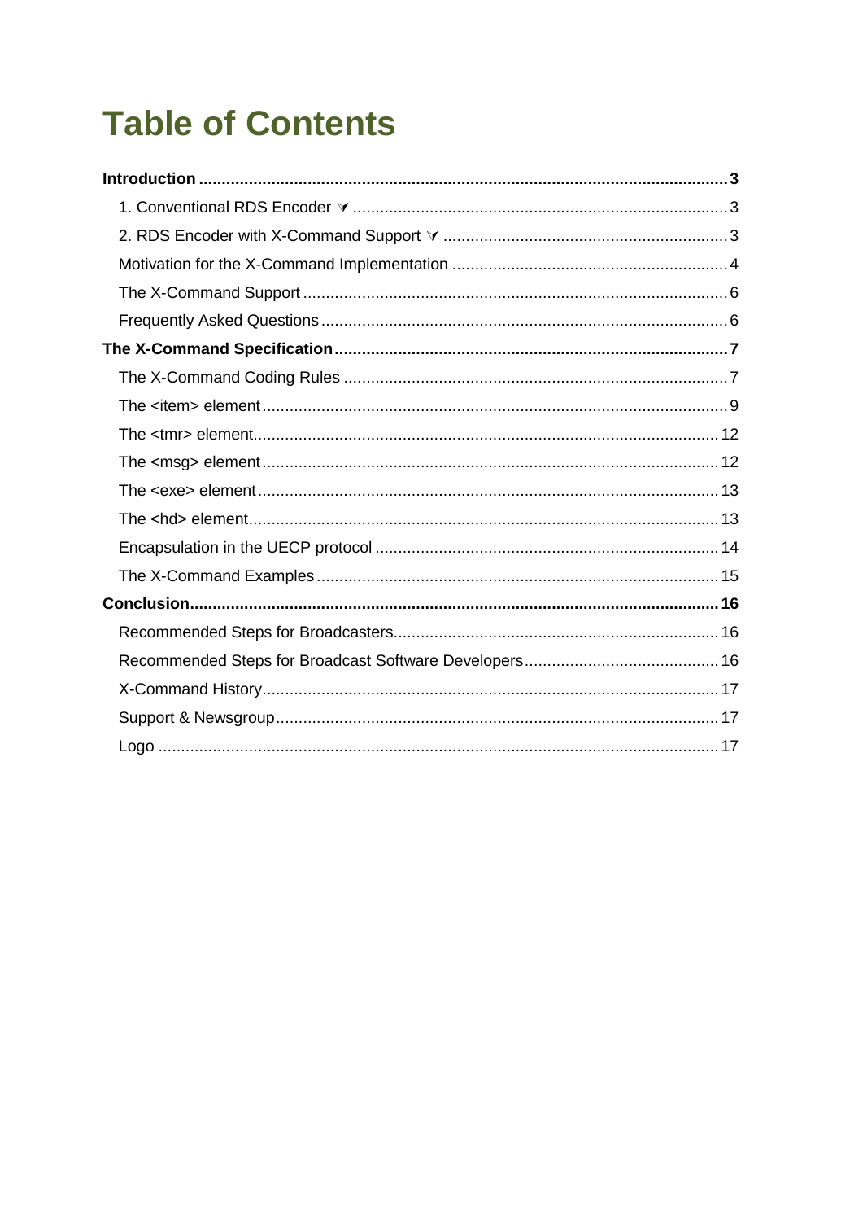# Table of Contents

**Introduction** .......... **3**

- 1. Conventional RDS Encoder ✓ .......... 3
- 2. RDS Encoder with X-Command Support ✓ .......... 3
- Motivation for the X-Command Implementation .......... 4
- The X-Command Support .......... 6
- Frequently Asked Questions .......... 6

**The X-Command Specification** .......... **7**

- The X-Command Coding Rules .......... 7
- The <item> element .......... 9
- The <tmr> element .......... 12
- The <msg> element .......... 12
- The <exe> element .......... 13
- The <hd> element .......... 13
- Encapsulation in the UECP protocol .......... 14
- The X-Command Examples .......... 15

**Conclusion** .......... **16**

- Recommended Steps for Broadcasters .......... 16
- Recommended Steps for Broadcast Software Developers .......... 16
- X-Command History .......... 17
- Support & Newsgroup .......... 17
- Logo .......... 17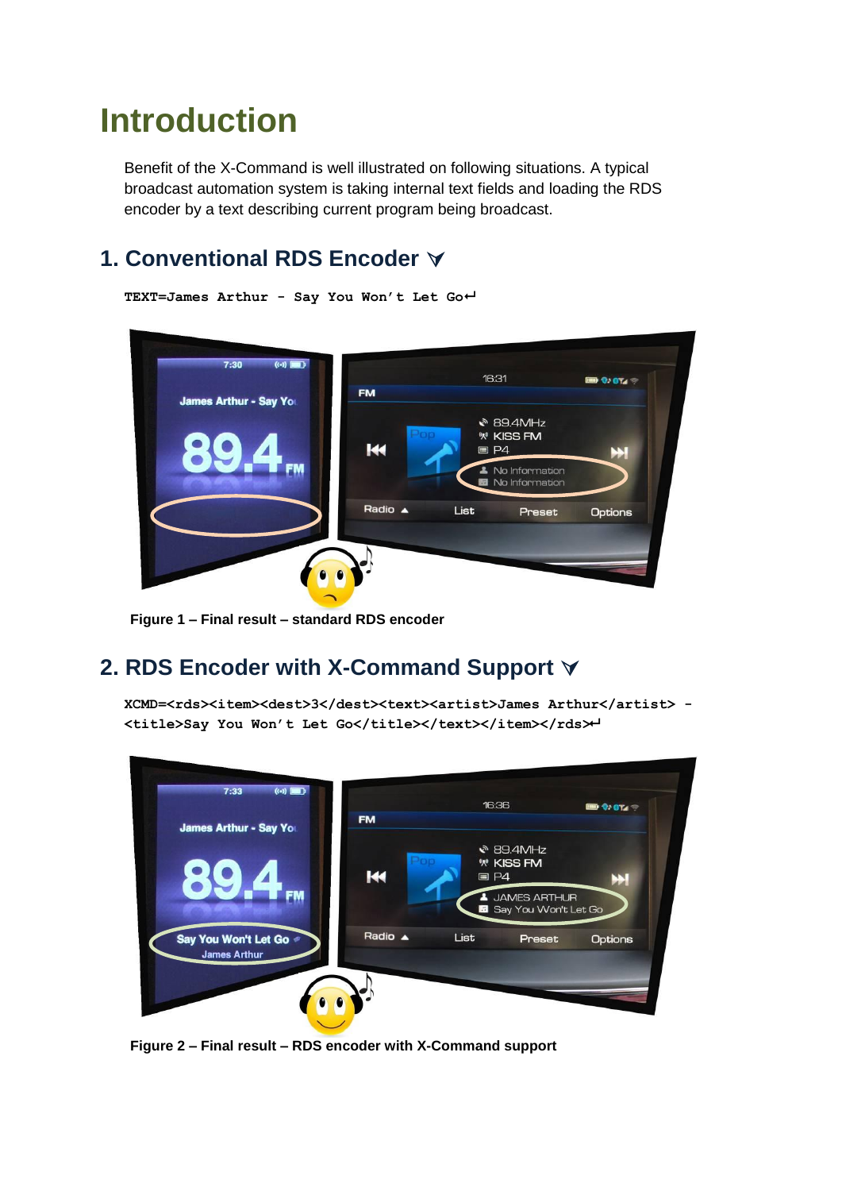# Introduction

Benefit of the X-Command is well illustrated on following situations. A typical broadcast automation system is taking internal text fields and loading the RDS encoder by a text describing current program being broadcast.

## 1. Conventional RDS Encoder ⩔

```
TEXT=James Arthur - Say You Won't Let Go↵
```

**Figure 1 – Final result – standard RDS encoder**

## 2. RDS Encoder with X-Command Support ⩔

```
XCMD=<rds><item><dest>3</dest><text><artist>James Arthur</artist> -
<title>Say You Won't Let Go</title></text></item></rds>↵
```

**Figure 2 – Final result – RDS encoder with X-Command support**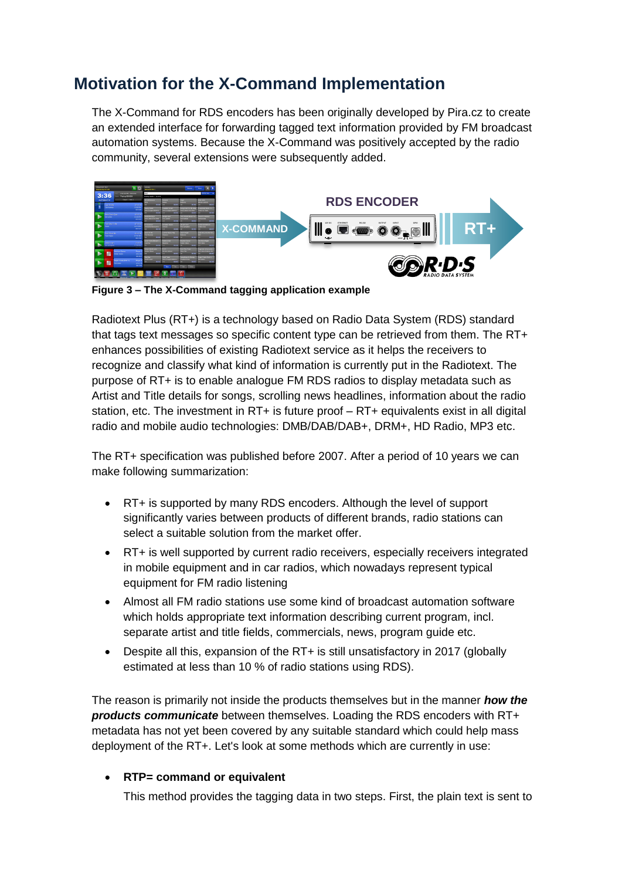## Motivation for the X-Command Implementation

The X-Command for RDS encoders has been originally developed by Pira.cz to create an extended interface for forwarding tagged text information provided by FM broadcast automation systems. Because the X-Command was positively accepted by the radio community, several extensions were subsequently added.

**Figure 3 – The X-Command tagging application example**

Radiotext Plus (RT+) is a technology based on Radio Data System (RDS) standard that tags text messages so specific content type can be retrieved from them. The RT+ enhances possibilities of existing Radiotext service as it helps the receivers to recognize and classify what kind of information is currently put in the Radiotext. The purpose of RT+ is to enable analogue FM RDS radios to display metadata such as Artist and Title details for songs, scrolling news headlines, information about the radio station, etc. The investment in RT+ is future proof – RT+ equivalents exist in all digital radio and mobile audio technologies: DMB/DAB/DAB+, DRM+, HD Radio, MP3 etc.

The RT+ specification was published before 2007. After a period of 10 years we can make following summarization:

- RT+ is supported by many RDS encoders. Although the level of support significantly varies between products of different brands, radio stations can select a suitable solution from the market offer.
- RT+ is well supported by current radio receivers, especially receivers integrated in mobile equipment and in car radios, which nowadays represent typical equipment for FM radio listening
- Almost all FM radio stations use some kind of broadcast automation software which holds appropriate text information describing current program, incl. separate artist and title fields, commercials, news, program guide etc.
- Despite all this, expansion of the RT+ is still unsatisfactory in 2017 (globally estimated at less than 10 % of radio stations using RDS).

The reason is primarily not inside the products themselves but in the manner ***how the products communicate*** between themselves. Loading the RDS encoders with RT+ metadata has not yet been covered by any suitable standard which could help mass deployment of the RT+. Let's look at some methods which are currently in use:

- **RTP= command or equivalent**

  This method provides the tagging data in two steps. First, the plain text is sent to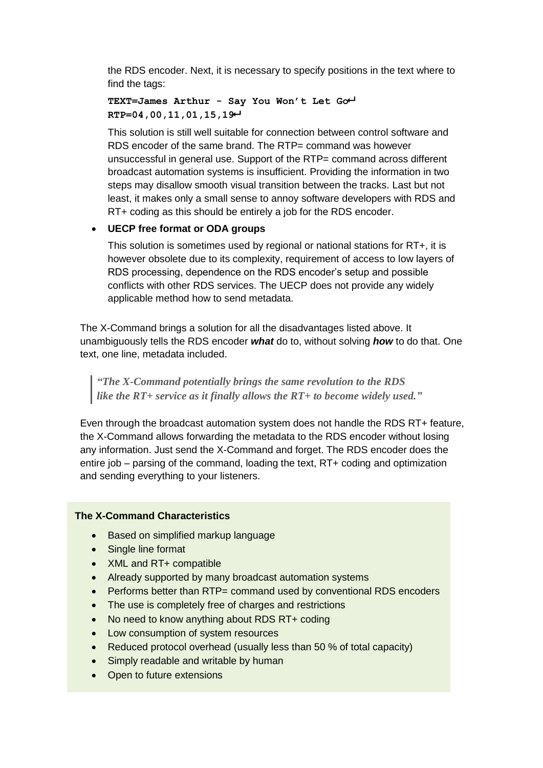the RDS encoder. Next, it is necessary to specify positions in the text where to find the tags:

```
TEXT=James Arthur - Say You Won't Let Go↵
RTP=04,00,11,01,15,19↵
```

This solution is still well suitable for connection between control software and RDS encoder of the same brand. The RTP= command was however unsuccessful in general use. Support of the RTP= command across different broadcast automation systems is insufficient. Providing the information in two steps may disallow smooth visual transition between the tracks. Last but not least, it makes only a small sense to annoy software developers with RDS and RT+ coding as this should be entirely a job for the RDS encoder.

- **UECP free format or ODA groups**

  This solution is sometimes used by regional or national stations for RT+, it is however obsolete due to its complexity, requirement of access to low layers of RDS processing, dependence on the RDS encoder's setup and possible conflicts with other RDS services. The UECP does not provide any widely applicable method how to send metadata.

The X-Command brings a solution for all the disadvantages listed above. It unambiguously tells the RDS encoder ***what*** do to, without solving ***how*** to do that. One text, one line, metadata included.

> ***"The X-Command potentially brings the same revolution to the RDS like the RT+ service as it finally allows the RT+ to become widely used."***

Even through the broadcast automation system does not handle the RDS RT+ feature, the X-Command allows forwarding the metadata to the RDS encoder without losing any information. Just send the X-Command and forget. The RDS encoder does the entire job – parsing of the command, loading the text, RT+ coding and optimization and sending everything to your listeners.

**The X-Command Characteristics**

- Based on simplified markup language
- Single line format
- XML and RT+ compatible
- Already supported by many broadcast automation systems
- Performs better than RTP= command used by conventional RDS encoders
- The use is completely free of charges and restrictions
- No need to know anything about RDS RT+ coding
- Low consumption of system resources
- Reduced protocol overhead (usually less than 50 % of total capacity)
- Simply readable and writable by human
- Open to future extensions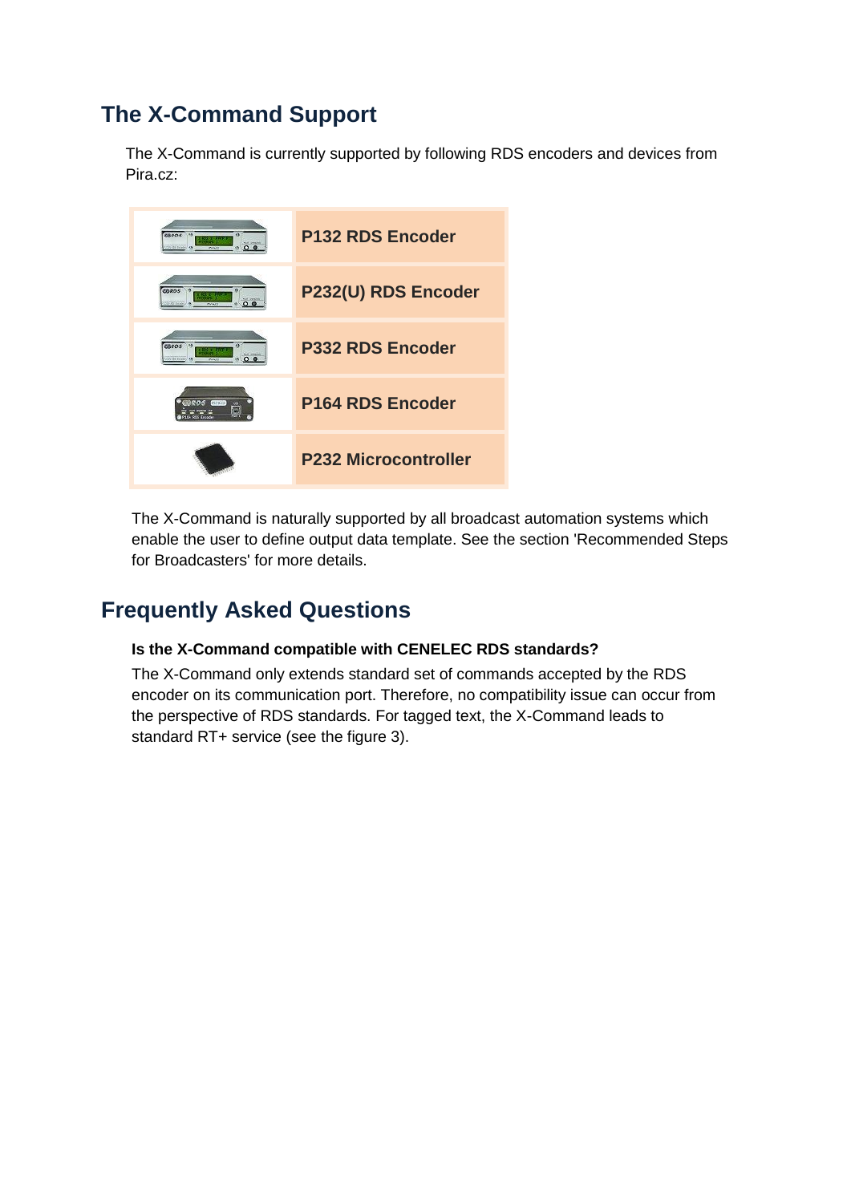## The X-Command Support

The X-Command is currently supported by following RDS encoders and devices from Pira.cz:

| | |
|---|---|
| | **P132 RDS Encoder** |
| | **P232(U) RDS Encoder** |
| | **P332 RDS Encoder** |
| | **P164 RDS Encoder** |
| | **P232 Microcontroller** |

The X-Command is naturally supported by all broadcast automation systems which enable the user to define output data template. See the section 'Recommended Steps for Broadcasters' for more details.

## Frequently Asked Questions

**Is the X-Command compatible with CENELEC RDS standards?**

The X-Command only extends standard set of commands accepted by the RDS encoder on its communication port. Therefore, no compatibility issue can occur from the perspective of RDS standards. For tagged text, the X-Command leads to standard RT+ service (see the figure 3).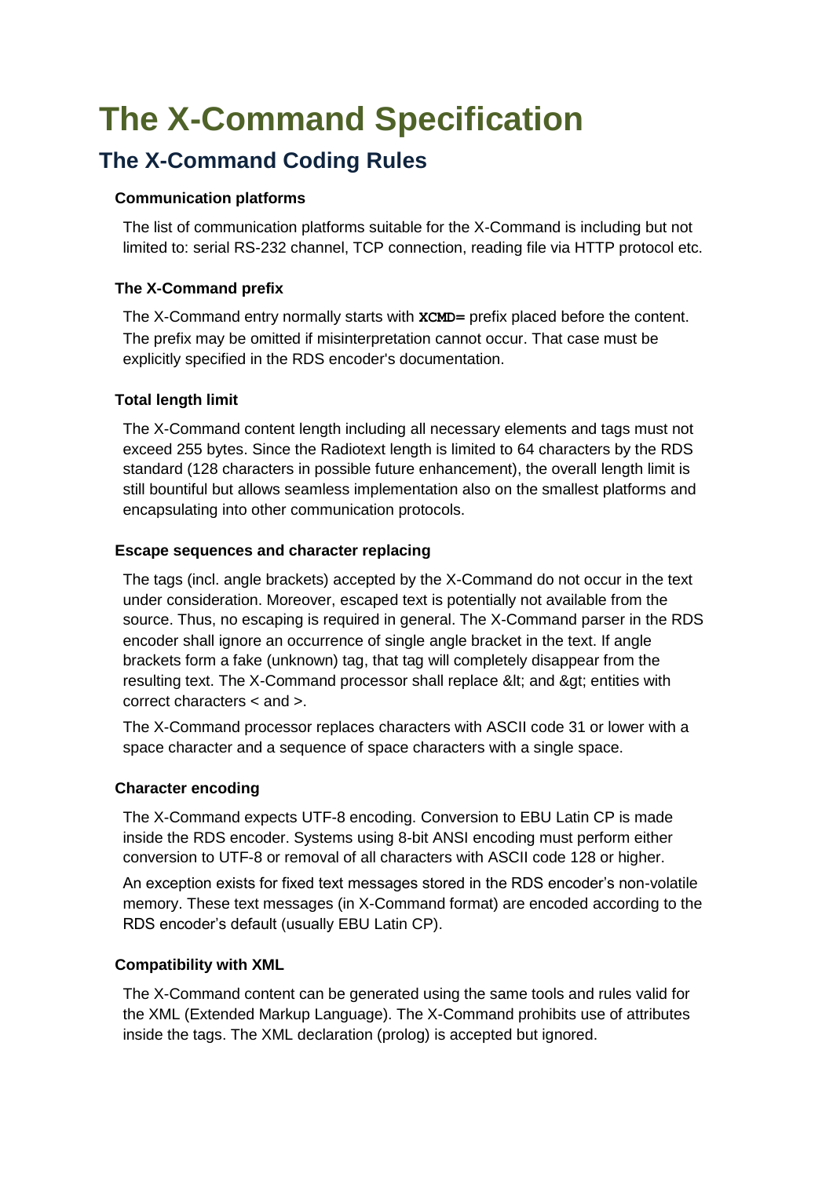# The X-Command Specification

## The X-Command Coding Rules

### Communication platforms

The list of communication platforms suitable for the X-Command is including but not limited to: serial RS-232 channel, TCP connection, reading file via HTTP protocol etc.

### The X-Command prefix

The X-Command entry normally starts with **`XCMD=`** prefix placed before the content. The prefix may be omitted if misinterpretation cannot occur. That case must be explicitly specified in the RDS encoder's documentation.

### Total length limit

The X-Command content length including all necessary elements and tags must not exceed 255 bytes. Since the Radiotext length is limited to 64 characters by the RDS standard (128 characters in possible future enhancement), the overall length limit is still bountiful but allows seamless implementation also on the smallest platforms and encapsulating into other communication protocols.

### Escape sequences and character replacing

The tags (incl. angle brackets) accepted by the X-Command do not occur in the text under consideration. Moreover, escaped text is potentially not available from the source. Thus, no escaping is required in general. The X-Command parser in the RDS encoder shall ignore an occurrence of single angle bracket in the text. If angle brackets form a fake (unknown) tag, that tag will completely disappear from the resulting text. The X-Command processor shall replace &lt; and &gt; entities with correct characters < and >.

The X-Command processor replaces characters with ASCII code 31 or lower with a space character and a sequence of space characters with a single space.

### Character encoding

The X-Command expects UTF-8 encoding. Conversion to EBU Latin CP is made inside the RDS encoder. Systems using 8-bit ANSI encoding must perform either conversion to UTF-8 or removal of all characters with ASCII code 128 or higher.

An exception exists for fixed text messages stored in the RDS encoder's non-volatile memory. These text messages (in X-Command format) are encoded according to the RDS encoder's default (usually EBU Latin CP).

### Compatibility with XML

The X-Command content can be generated using the same tools and rules valid for the XML (Extended Markup Language). The X-Command prohibits use of attributes inside the tags. The XML declaration (prolog) is accepted but ignored.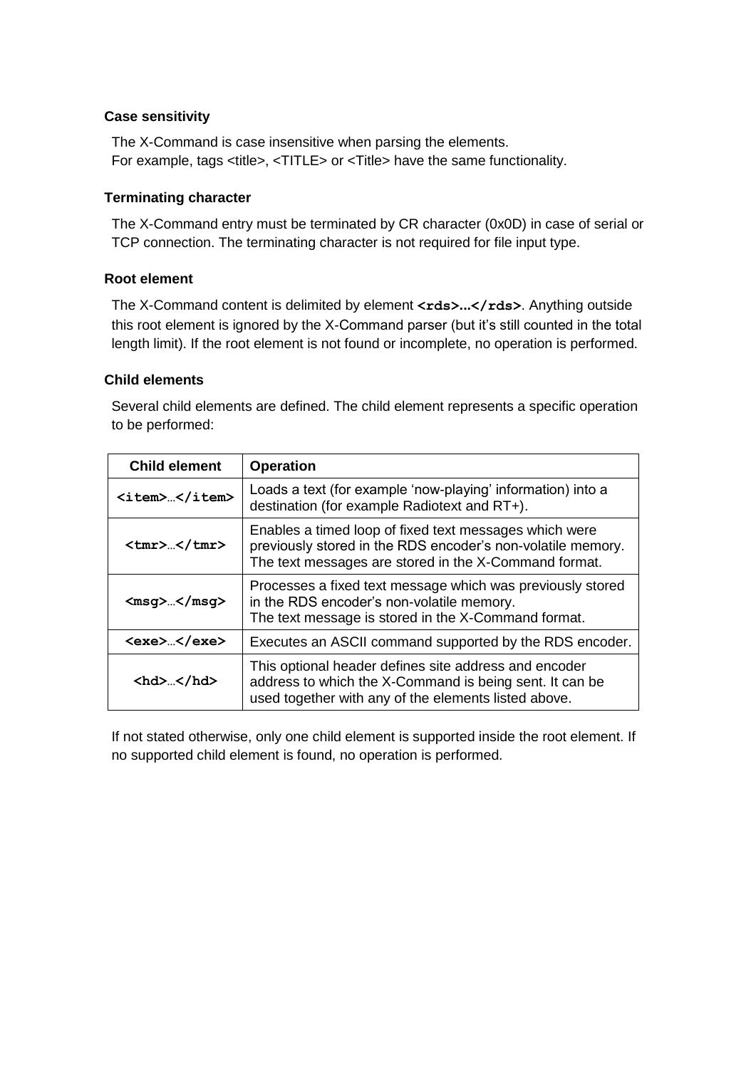### Case sensitivity

The X-Command is case insensitive when parsing the elements.
For example, tags <title>, <TITLE> or <Title> have the same functionality.

### Terminating character

The X-Command entry must be terminated by CR character (0x0D) in case of serial or TCP connection. The terminating character is not required for file input type.

### Root element

The X-Command content is delimited by element **`<rds>...</rds>`**. Anything outside this root element is ignored by the X-Command parser (but it's still counted in the total length limit). If the root element is not found or incomplete, no operation is performed.

### Child elements

Several child elements are defined. The child element represents a specific operation to be performed:

| Child element | Operation |
|---|---|
| **`<item>…</item>`** | Loads a text (for example 'now-playing' information) into a destination (for example Radiotext and RT+). |
| **`<tmr>…</tmr>`** | Enables a timed loop of fixed text messages which were previously stored in the RDS encoder's non-volatile memory. The text messages are stored in the X-Command format. |
| **`<msg>…</msg>`** | Processes a fixed text message which was previously stored in the RDS encoder's non-volatile memory. The text message is stored in the X-Command format. |
| **`<exe>…</exe>`** | Executes an ASCII command supported by the RDS encoder. |
| **`<hd>…</hd>`** | This optional header defines site address and encoder address to which the X-Command is being sent. It can be used together with any of the elements listed above. |

If not stated otherwise, only one child element is supported inside the root element. If no supported child element is found, no operation is performed.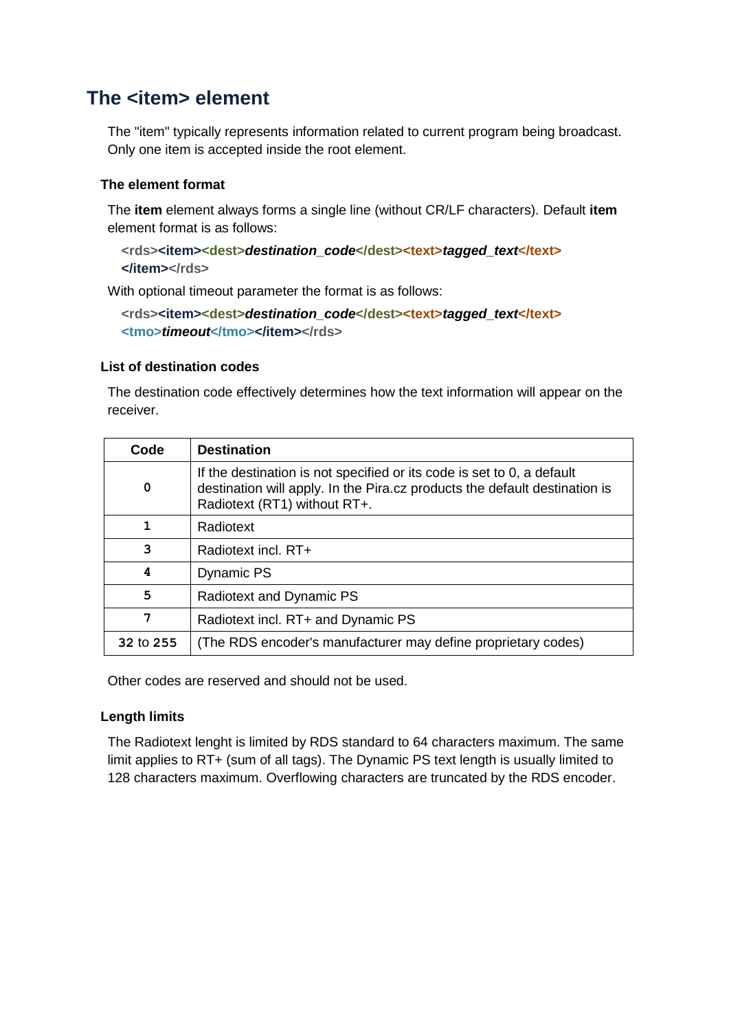# The <item> element

The "item" typically represents information related to current program being broadcast. Only one item is accepted inside the root element.

### The element format

The **item** element always forms a single line (without CR/LF characters). Default **item** element format is as follows:

**<rds><item><dest>*destination_code*</dest><text>*tagged_text*</text></item></rds>**

With optional timeout parameter the format is as follows:

**<rds><item><dest>*destination_code*</dest><text>*tagged_text*</text><tmo>*timeout*</tmo></item></rds>**

### List of destination codes

The destination code effectively determines how the text information will appear on the receiver.

| Code | Destination |
|---|---|
| 0 | If the destination is not specified or its code is set to 0, a default destination will apply. In the Pira.cz products the default destination is Radiotext (RT1) without RT+. |
| 1 | Radiotext |
| 3 | Radiotext incl. RT+ |
| 4 | Dynamic PS |
| 5 | Radiotext and Dynamic PS |
| 7 | Radiotext incl. RT+ and Dynamic PS |
| 32 to 255 | (The RDS encoder's manufacturer may define proprietary codes) |

Other codes are reserved and should not be used.

### Length limits

The Radiotext lenght is limited by RDS standard to 64 characters maximum. The same limit applies to RT+ (sum of all tags). The Dynamic PS text length is usually limited to 128 characters maximum. Overflowing characters are truncated by the RDS encoder.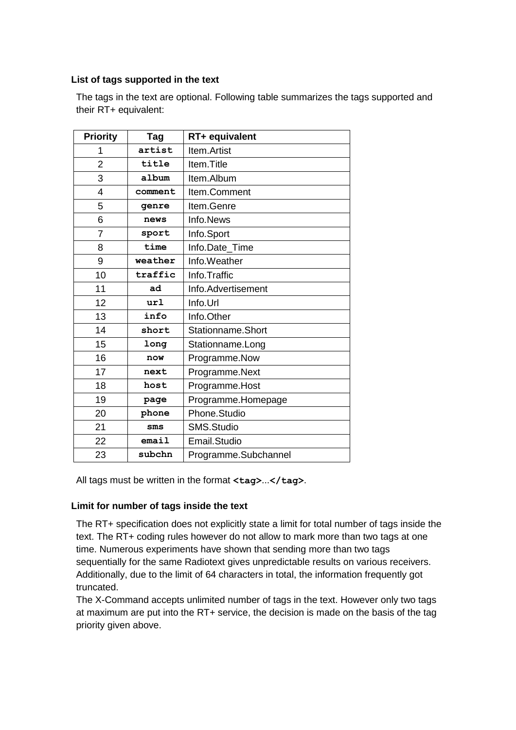### List of tags supported in the text

The tags in the text are optional. Following table summarizes the tags supported and their RT+ equivalent:

| Priority | Tag | RT+ equivalent |
|---|---|---|
| 1 | `artist` | Item.Artist |
| 2 | `title` | Item.Title |
| 3 | `album` | Item.Album |
| 4 | `comment` | Item.Comment |
| 5 | `genre` | Item.Genre |
| 6 | `news` | Info.News |
| 7 | `sport` | Info.Sport |
| 8 | `time` | Info.Date_Time |
| 9 | `weather` | Info.Weather |
| 10 | `traffic` | Info.Traffic |
| 11 | `ad` | Info.Advertisement |
| 12 | `url` | Info.Url |
| 13 | `info` | Info.Other |
| 14 | `short` | Stationname.Short |
| 15 | `long` | Stationname.Long |
| 16 | `now` | Programme.Now |
| 17 | `next` | Programme.Next |
| 18 | `host` | Programme.Host |
| 19 | `page` | Programme.Homepage |
| 20 | `phone` | Phone.Studio |
| 21 | `sms` | SMS.Studio |
| 22 | `email` | Email.Studio |
| 23 | `subchn` | Programme.Subchannel |

All tags must be written in the format **`<tag>`**...**`</tag>`**.

### Limit for number of tags inside the text

The RT+ specification does not explicitly state a limit for total number of tags inside the text. The RT+ coding rules however do not allow to mark more than two tags at one time. Numerous experiments have shown that sending more than two tags sequentially for the same Radiotext gives unpredictable results on various receivers. Additionally, due to the limit of 64 characters in total, the information frequently got truncated.

The X-Command accepts unlimited number of tags in the text. However only two tags at maximum are put into the RT+ service, the decision is made on the basis of the tag priority given above.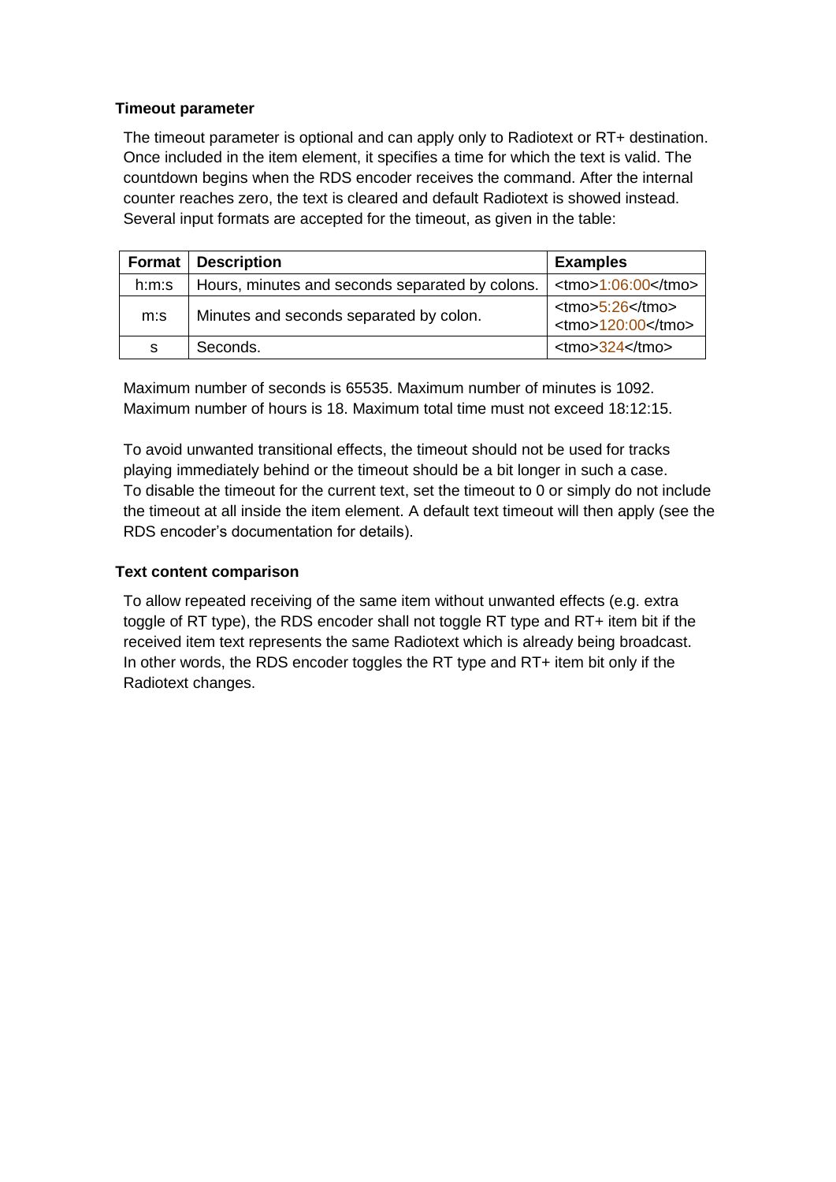### Timeout parameter

The timeout parameter is optional and can apply only to Radiotext or RT+ destination. Once included in the item element, it specifies a time for which the text is valid. The countdown begins when the RDS encoder receives the command. After the internal counter reaches zero, the text is cleared and default Radiotext is showed instead. Several input formats are accepted for the timeout, as given in the table:

| Format | Description | Examples |
| --- | --- | --- |
| h:m:s | Hours, minutes and seconds separated by colons. | <tmo>1:06:00</tmo> |
| m:s | Minutes and seconds separated by colon. | <tmo>5:26</tmo> <tmo>120:00</tmo> |
| s | Seconds. | <tmo>324</tmo> |

Maximum number of seconds is 65535. Maximum number of minutes is 1092. Maximum number of hours is 18. Maximum total time must not exceed 18:12:15.

To avoid unwanted transitional effects, the timeout should not be used for tracks playing immediately behind or the timeout should be a bit longer in such a case. To disable the timeout for the current text, set the timeout to 0 or simply do not include the timeout at all inside the item element. A default text timeout will then apply (see the RDS encoder's documentation for details).

### Text content comparison

To allow repeated receiving of the same item without unwanted effects (e.g. extra toggle of RT type), the RDS encoder shall not toggle RT type and RT+ item bit if the received item text represents the same Radiotext which is already being broadcast. In other words, the RDS encoder toggles the RT type and RT+ item bit only if the Radiotext changes.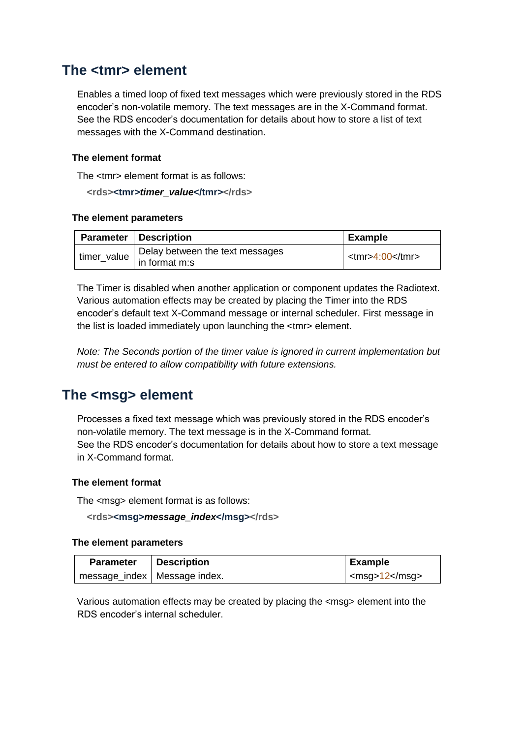## The <tmr> element

Enables a timed loop of fixed text messages which were previously stored in the RDS encoder's non-volatile memory. The text messages are in the X-Command format. See the RDS encoder's documentation for details about how to store a list of text messages with the X-Command destination.

### The element format

The <tmr> element format is as follows:

**<rds><tmr>*timer_value*</tmr></rds>**

### The element parameters

| Parameter | Description | Example |
|---|---|---|
| timer_value | Delay between the text messages in format m:s | <tmr>4:00</tmr> |

The Timer is disabled when another application or component updates the Radiotext. Various automation effects may be created by placing the Timer into the RDS encoder's default text X-Command message or internal scheduler. First message in the list is loaded immediately upon launching the <tmr> element.

*Note: The Seconds portion of the timer value is ignored in current implementation but must be entered to allow compatibility with future extensions.*

## The <msg> element

Processes a fixed text message which was previously stored in the RDS encoder's non-volatile memory. The text message is in the X-Command format.
See the RDS encoder's documentation for details about how to store a text message in X-Command format.

### The element format

The <msg> element format is as follows:

**<rds><msg>*message_index*</msg></rds>**

### The element parameters

| Parameter | Description | Example |
|---|---|---|
| message_index | Message index. | <msg>12</msg> |

Various automation effects may be created by placing the <msg> element into the RDS encoder's internal scheduler.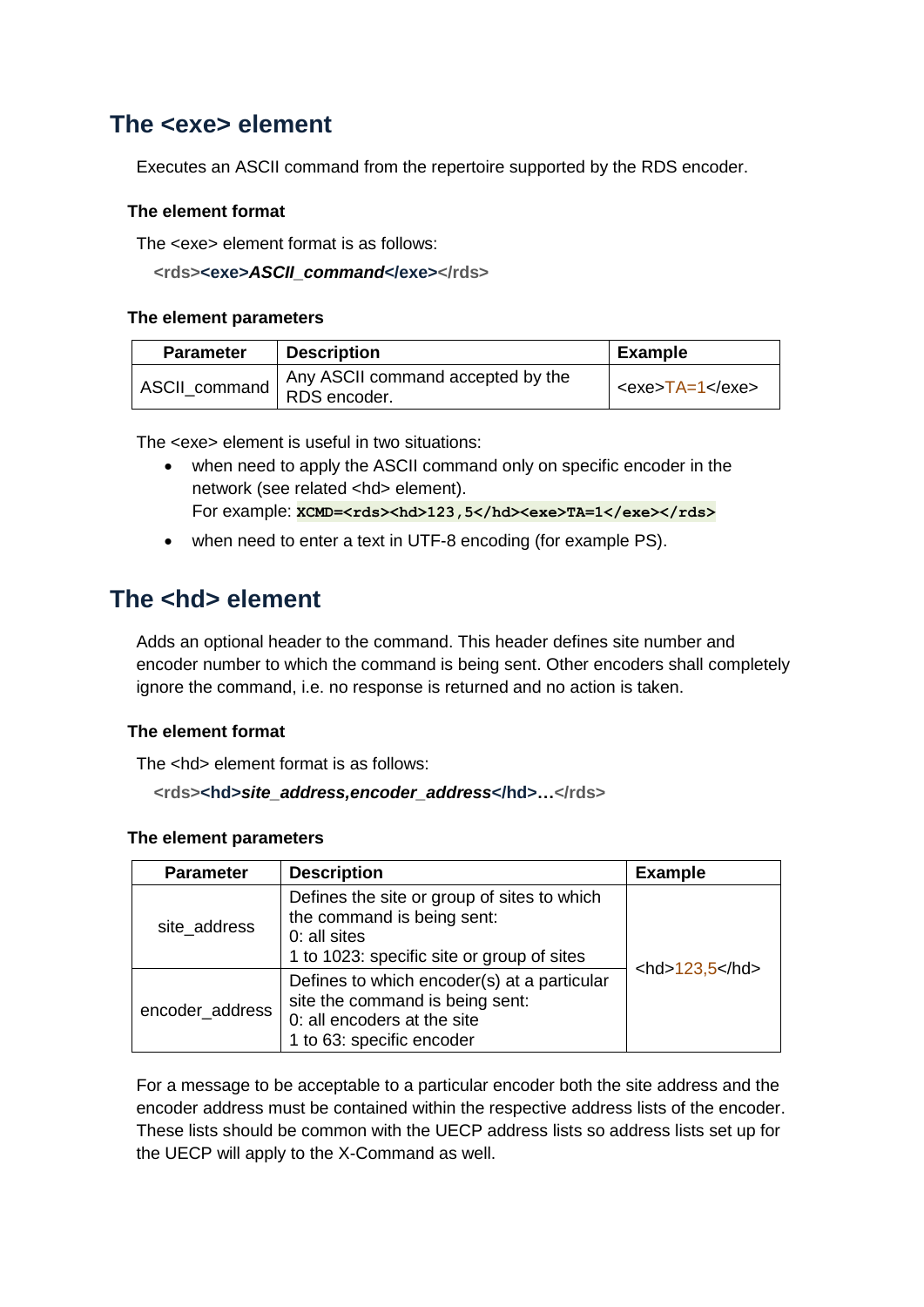## The <exe> element

Executes an ASCII command from the repertoire supported by the RDS encoder.

### The element format

The <exe> element format is as follows:

**<rds><exe>*ASCII_command*</exe></rds>**

### The element parameters

| Parameter | Description | Example |
|---|---|---|
| ASCII_command | Any ASCII command accepted by the RDS encoder. | <exe>TA=1</exe> |

The <exe> element is useful in two situations:

- when need to apply the ASCII command only on specific encoder in the network (see related <hd> element).
  For example: `XCMD=<rds><hd>123,5</hd><exe>TA=1</exe></rds>`
- when need to enter a text in UTF-8 encoding (for example PS).

## The <hd> element

Adds an optional header to the command. This header defines site number and encoder number to which the command is being sent. Other encoders shall completely ignore the command, i.e. no response is returned and no action is taken.

### The element format

The <hd> element format is as follows:

**<rds><hd>*site_address,encoder_address*</hd>…</rds>**

### The element parameters

| Parameter | Description | Example |
|---|---|---|
| site_address | Defines the site or group of sites to which the command is being sent:<br>0: all sites<br>1 to 1023: specific site or group of sites | <hd>123,5</hd> |
| encoder_address | Defines to which encoder(s) at a particular site the command is being sent:<br>0: all encoders at the site<br>1 to 63: specific encoder | |

For a message to be acceptable to a particular encoder both the site address and the encoder address must be contained within the respective address lists of the encoder. These lists should be common with the UECP address lists so address lists set up for the UECP will apply to the X-Command as well.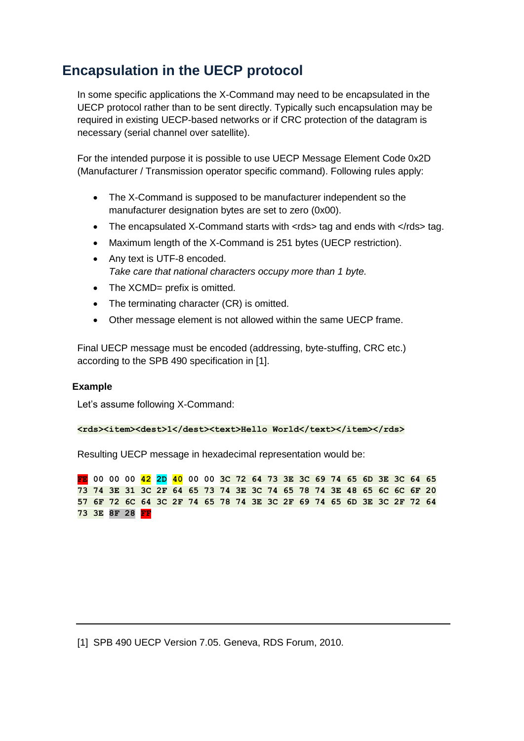## Encapsulation in the UECP protocol

In some specific applications the X-Command may need to be encapsulated in the UECP protocol rather than to be sent directly. Typically such encapsulation may be required in existing UECP-based networks or if CRC protection of the datagram is necessary (serial channel over satellite).

For the intended purpose it is possible to use UECP Message Element Code 0x2D (Manufacturer / Transmission operator specific command). Following rules apply:

- The X-Command is supposed to be manufacturer independent so the manufacturer designation bytes are set to zero (0x00).
- The encapsulated X-Command starts with <rds> tag and ends with </rds> tag.
- Maximum length of the X-Command is 251 bytes (UECP restriction).
- Any text is UTF-8 encoded.
  *Take care that national characters occupy more than 1 byte.*
- The XCMD= prefix is omitted.
- The terminating character (CR) is omitted.
- Other message element is not allowed within the same UECP frame.

Final UECP message must be encoded (addressing, byte-stuffing, CRC etc.) according to the SPB 490 specification in [1].

### Example

Let's assume following X-Command:

```
<rds><item><dest>1</dest><text>Hello World</text></item></rds>
```

Resulting UECP message in hexadecimal representation would be:

```
FE 00 00 00 42 2D 40 00 00 3C 72 64 73 3E 3C 69 74 65 6D 3E 3C 64 65
73 74 3E 31 3C 2F 64 65 73 74 3E 3C 74 65 78 74 3E 48 65 6C 6C 6F 20
57 6F 72 6C 64 3C 2F 74 65 78 74 3E 3C 2F 69 74 65 6D 3E 3C 2F 72 64
73 3E 8F 28 FF
```

---

[1] SPB 490 UECP Version 7.05. Geneva, RDS Forum, 2010.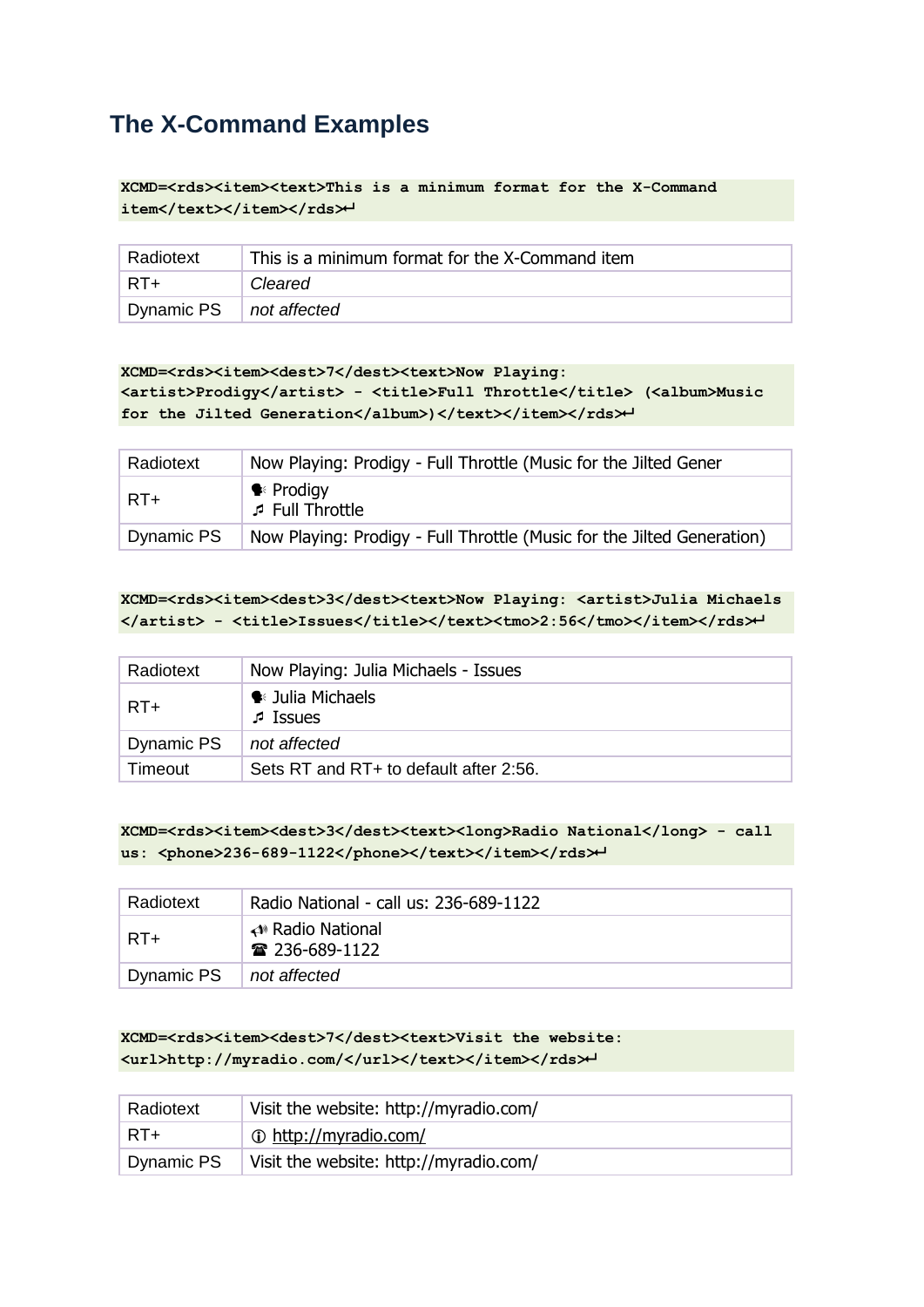# The X-Command Examples

```
XCMD=<rds><item><text>This is a minimum format for the X-Command item</text></item></rds>↵
```

| | |
|---|---|
| Radiotext | This is a minimum format for the X-Command item |
| RT+ | *Cleared* |
| Dynamic PS | *not affected* |

```
XCMD=<rds><item><dest>7</dest><text>Now Playing: <artist>Prodigy</artist> - <title>Full Throttle</title> (<album>Music for the Jilted Generation</album>)</text></item></rds>↵
```

| | |
|---|---|
| Radiotext | Now Playing: Prodigy - Full Throttle (Music for the Jilted Gener |
| RT+ | 🗣 Prodigy<br>♬ Full Throttle |
| Dynamic PS | Now Playing: Prodigy - Full Throttle (Music for the Jilted Generation) |

```
XCMD=<rds><item><dest>3</dest><text>Now Playing: <artist>Julia Michaels</artist> - <title>Issues</title></text><tmo>2:56</tmo></item></rds>↵
```

| | |
|---|---|
| Radiotext | Now Playing: Julia Michaels - Issues |
| RT+ | 🗣 Julia Michaels<br>♬ Issues |
| Dynamic PS | *not affected* |
| Timeout | Sets RT and RT+ to default after 2:56. |

```
XCMD=<rds><item><dest>3</dest><text><long>Radio National</long> - call us: <phone>236-689-1122</phone></text></item></rds>↵
```

| | |
|---|---|
| Radiotext | Radio National - call us: 236-689-1122 |
| RT+ | 📢 Radio National<br>☎ 236-689-1122 |
| Dynamic PS | *not affected* |

```
XCMD=<rds><item><dest>7</dest><text>Visit the website: <url>http://myradio.com/</url></text></item></rds>↵
```

| | |
|---|---|
| Radiotext | Visit the website: http://myradio.com/ |
| RT+ | ⓘ http://myradio.com/ |
| Dynamic PS | Visit the website: http://myradio.com/ |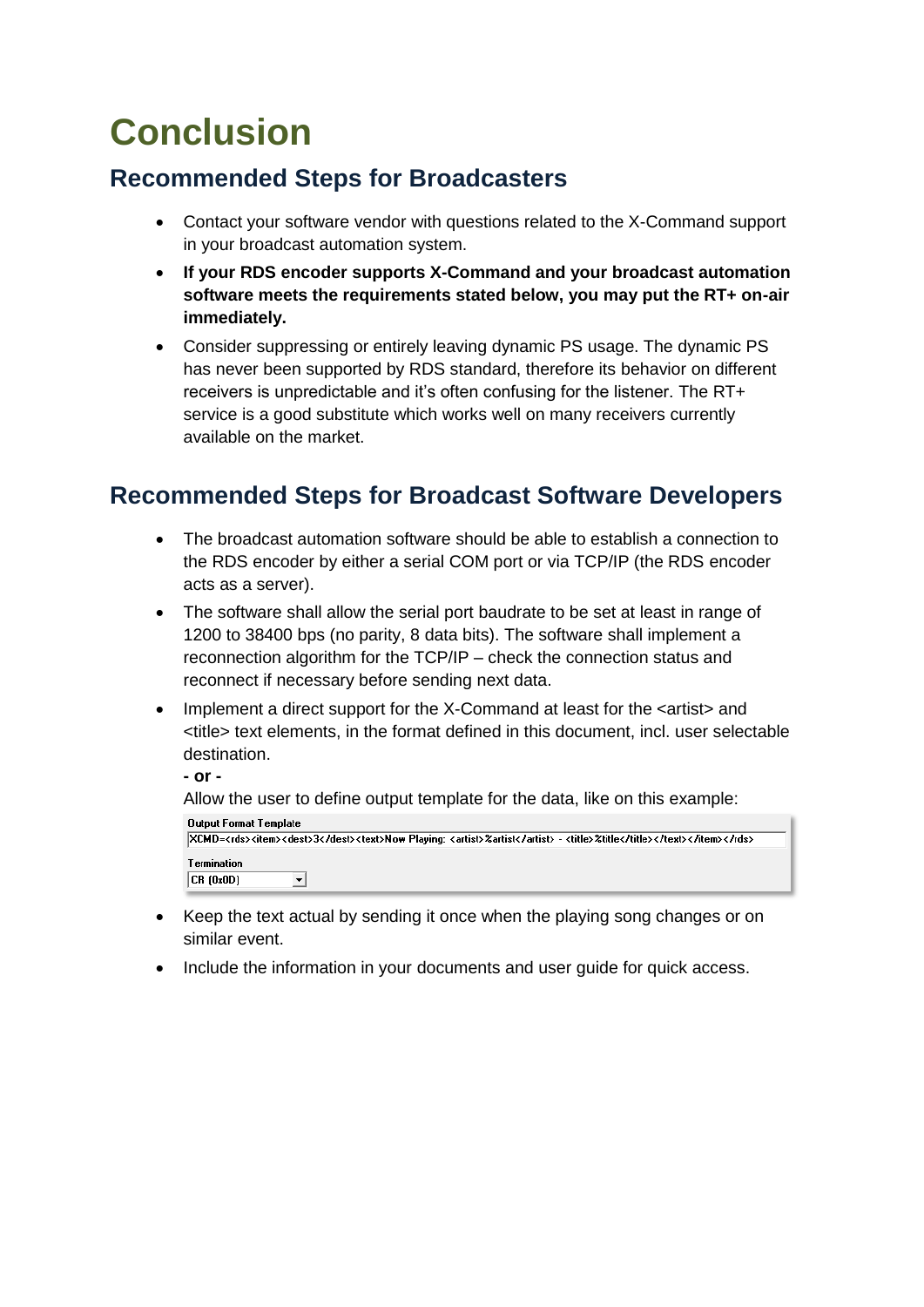# Conclusion

## Recommended Steps for Broadcasters

- Contact your software vendor with questions related to the X-Command support in your broadcast automation system.
- **If your RDS encoder supports X-Command and your broadcast automation software meets the requirements stated below, you may put the RT+ on-air immediately.**
- Consider suppressing or entirely leaving dynamic PS usage. The dynamic PS has never been supported by RDS standard, therefore its behavior on different receivers is unpredictable and it's often confusing for the listener. The RT+ service is a good substitute which works well on many receivers currently available on the market.

## Recommended Steps for Broadcast Software Developers

- The broadcast automation software should be able to establish a connection to the RDS encoder by either a serial COM port or via TCP/IP (the RDS encoder acts as a server).
- The software shall allow the serial port baudrate to be set at least in range of 1200 to 38400 bps (no parity, 8 data bits). The software shall implement a reconnection algorithm for the TCP/IP – check the connection status and reconnect if necessary before sending next data.
- Implement a direct support for the X-Command at least for the <artist> and <title> text elements, in the format defined in this document, incl. user selectable destination.

  **- or -**

  Allow the user to define output template for the data, like on this example:

  Output Format Template

  ```
  XCMD=<rds><item><dest>3</dest><text>Now Playing: <artist>%artist</artist> - <title>%title</title></text></item></rds>
  ```

  Termination

  CR (0x0D)

- Keep the text actual by sending it once when the playing song changes or on similar event.
- Include the information in your documents and user guide for quick access.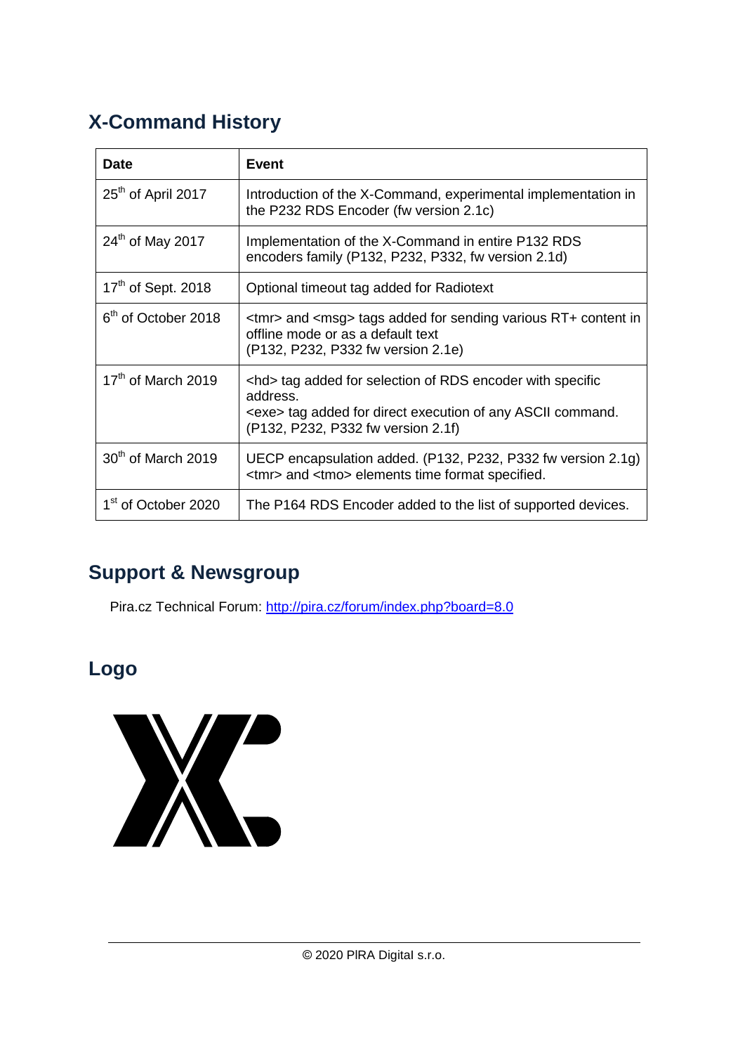## X-Command History

| Date | Event |
|---|---|
| 25th of April 2017 | Introduction of the X-Command, experimental implementation in the P232 RDS Encoder (fw version 2.1c) |
| 24th of May 2017 | Implementation of the X-Command in entire P132 RDS encoders family (P132, P232, P332, fw version 2.1d) |
| 17th of Sept. 2018 | Optional timeout tag added for Radiotext |
| 6th of October 2018 | <tmr> and <msg> tags added for sending various RT+ content in offline mode or as a default text (P132, P232, P332 fw version 2.1e) |
| 17th of March 2019 | <hd> tag added for selection of RDS encoder with specific address. <exe> tag added for direct execution of any ASCII command. (P132, P232, P332 fw version 2.1f) |
| 30th of March 2019 | UECP encapsulation added. (P132, P232, P332 fw version 2.1g) <tmr> and <tmo> elements time format specified. |
| 1st of October 2020 | The P164 RDS Encoder added to the list of supported devices. |

## Support & Newsgroup

Pira.cz Technical Forum: http://pira.cz/forum/index.php?board=8.0

## Logo

© 2020 PIRA Digital s.r.o.